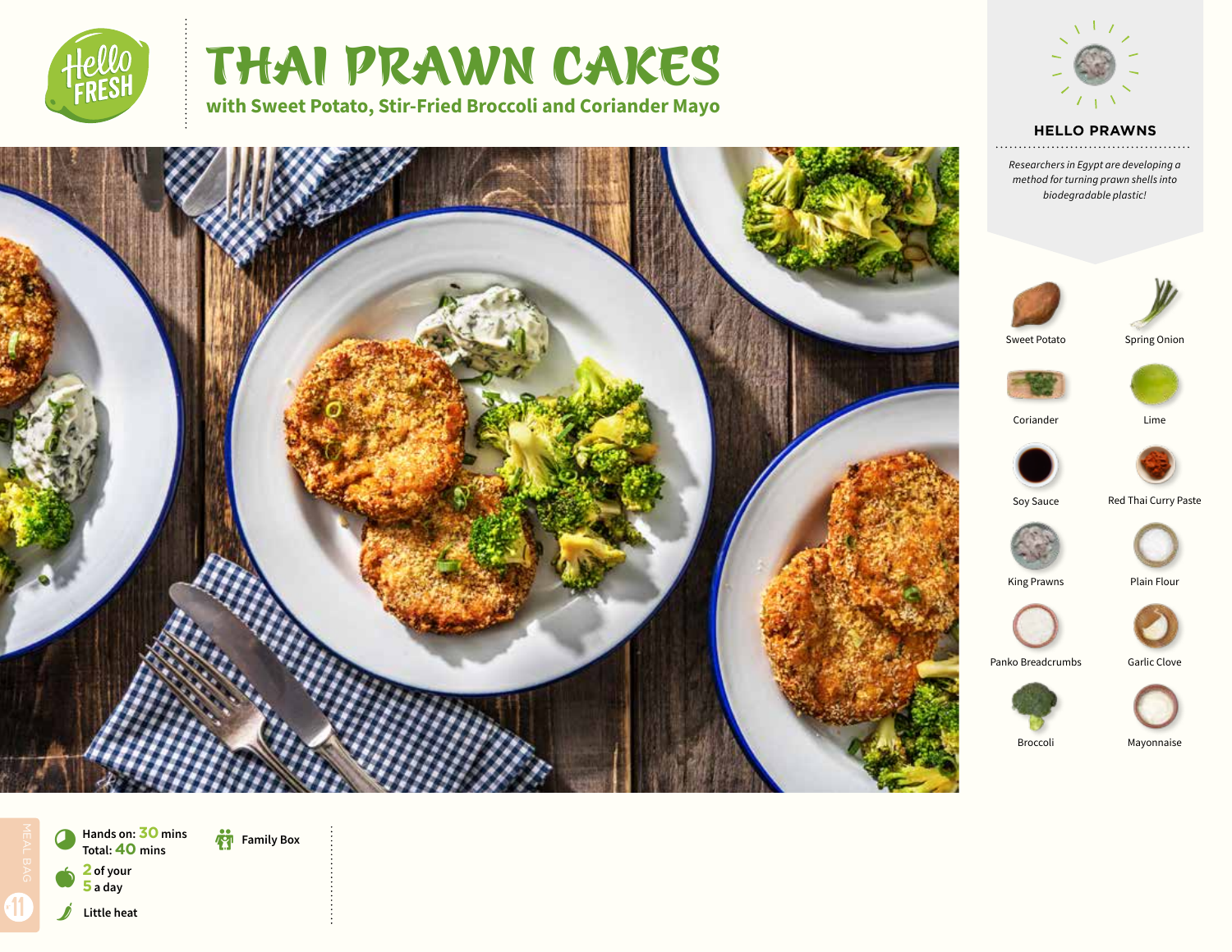# THAI PRAWN CAKES

**with Sweet Potato, Stir-Fried Broccoli and Coriander Mayo**

## HELLO PRAWNS

*Researchers in Egypt are developing a method for turning prawn shells into biodegradable plastic!*

- Sweet Potato
- Spring Onion
- Coriander
- Lime
- Soy Sauce
- Red Thai Curry Paste
- King Prawns
- Plain Flour
- Panko Breadcrumbs
- Garlic Clove
- Broccoli
- Mayonnaise

**Hands on:** 30 mins
**Total:** 40 mins

2 of your 5 a day

Little heat

Family Box

MEAL BAG 11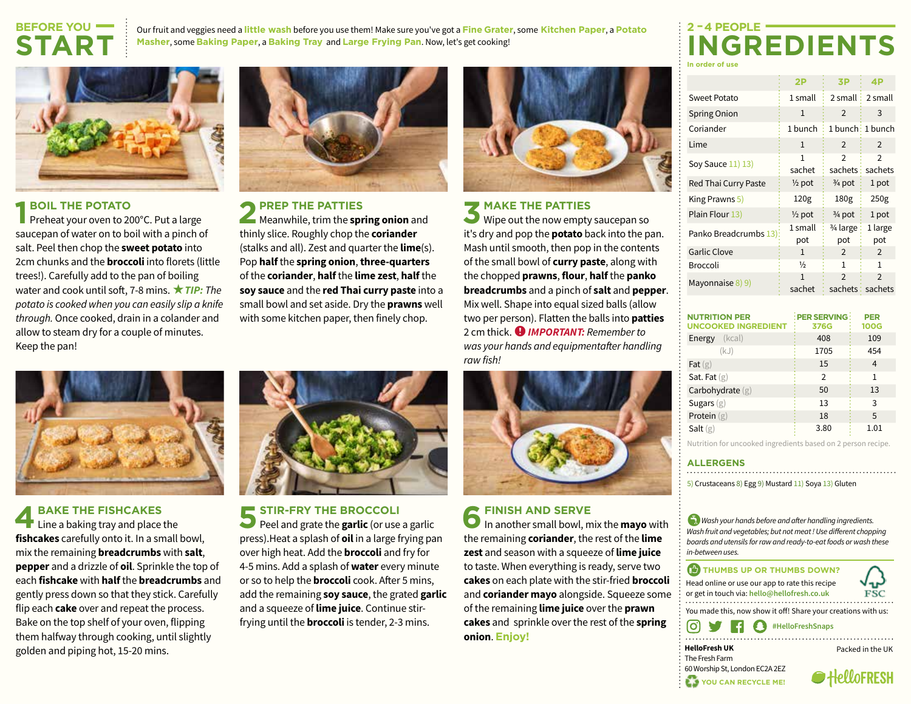## BEFORE YOU START

Our fruit and veggies need a **little wash** before you use them! Make sure you've got a **Fine Grater**, some **Kitchen Paper**, a **Potato Masher**, some **Baking Paper**, a **Baking Tray** and **Large Frying Pan**. Now, let's get cooking!

### 1 BOIL THE POTATO

Preheat your oven to 200°C. Put a large saucepan of water on to boil with a pinch of salt. Peel then chop the **sweet potato** into 2cm chunks and the **broccoli** into florets (little trees!). Carefully add to the pan of boiling water and cook until soft, 7-8 mins. ★ ***TIP:*** *The potato is cooked when you can easily slip a knife through.* Once cooked, drain in a colander and allow to steam dry for a couple of minutes. Keep the pan!

### 2 PREP THE PATTIES

Meanwhile, trim the **spring onion** and thinly slice. Roughly chop the **coriander** (stalks and all). Zest and quarter the **lime**(s). Pop **half** the **spring onion**, **three-quarters** of the **coriander**, **half** the **lime zest**, **half** the **soy sauce** and the **red Thai curry paste** into a small bowl and set aside. Dry the **prawns** well with some kitchen paper, then finely chop.

### 3 MAKE THE PATTIES

Wipe out the now empty saucepan so it's dry and pop the **potato** back into the pan. Mash until smooth, then pop in the contents of the small bowl of **curry paste**, along with the chopped **prawns**, **flour**, **half** the **panko breadcrumbs** and a pinch of **salt** and **pepper**. Mix well. Shape into equal sized balls (allow two per person). Flatten the balls into **patties** 2 cm thick. ***IMPORTANT:*** *Remember to was your hands and equipmentafter handling raw fish!*

### 4 BAKE THE FISHCAKES

Line a baking tray and place the **fishcakes** carefully onto it. In a small bowl, mix the remaining **breadcrumbs** with **salt**, **pepper** and a drizzle of **oil**. Sprinkle the top of each **fishcake** with **half** the **breadcrumbs** and gently press down so that they stick. Carefully flip each **cake** over and repeat the process. Bake on the top shelf of your oven, flipping them halfway through cooking, until slightly golden and piping hot, 15-20 mins.

### 5 STIR-FRY THE BROCCOLI

Peel and grate the **garlic** (or use a garlic press).Heat a splash of **oil** in a large frying pan over high heat. Add the **broccoli** and fry for 4-5 mins. Add a splash of **water** every minute or so to help the **broccoli** cook. After 5 mins, add the remaining **soy sauce**, the grated **garlic** and a squeeze of **lime juice**. Continue stir-frying until the **broccoli** is tender, 2-3 mins.

### 6 FINISH AND SERVE

In another small bowl, mix the **mayo** with the remaining **coriander**, the rest of the **lime zest** and season with a squeeze of **lime juice** to taste. When everything is ready, serve two **cakes** on each plate with the stir-fried **broccoli** and **coriander mayo** alongside. Squeeze some of the remaining **lime juice** over the **prawn cakes** and sprinkle over the rest of the **spring onion**. **Enjoy!**

## 2 - 4 PEOPLE INGREDIENTS

In order of use

| | 2P | 3P | 4P |
|---|---|---|---|
| Sweet Potato | 1 small | 2 small | 2 small |
| Spring Onion | 1 | 2 | 3 |
| Coriander | 1 bunch | 1 bunch | 1 bunch |
| Lime | 1 | 2 | 2 |
| Soy Sauce 11) 13) | 1 sachet | 2 sachets | 2 sachets |
| Red Thai Curry Paste | ½ pot | ¾ pot | 1 pot |
| King Prawns 5) | 120g | 180g | 250g |
| Plain Flour 13) | ½ pot | ¾ pot | 1 pot |
| Panko Breadcrumbs 13) | 1 small pot | ¾ large pot | 1 large pot |
| Garlic Clove | 1 | 2 | 2 |
| Broccoli | ½ | 1 | 1 |
| Mayonnaise 8) 9) | 1 sachet | 2 sachets | 2 sachets |

| NUTRITION PER UNCOOKED INGREDIENT | PER SERVING 376G | PER 100G |
|---|---|---|
| Energy (kcal) | 408 | 109 |
| (kJ) | 1705 | 454 |
| Fat (g) | 15 | 4 |
| Sat. Fat (g) | 2 | 1 |
| Carbohydrate (g) | 50 | 13 |
| Sugars (g) | 13 | 3 |
| Protein (g) | 18 | 5 |
| Salt (g) | 3.80 | 1.01 |

Nutrition for uncooked ingredients based on 2 person recipe.

### ALLERGENS

5) Crustaceans 8) Egg 9) Mustard 11) Soya 13) Gluten

*Wash your hands before and after handling ingredients. Wash fruit and vegetables; but not meat ! Use different chopping boards and utensils for raw and ready-to-eat foods or wash these in-between uses.*

### THUMBS UP OR THUMBS DOWN?

Head online or use our app to rate this recipe or get in touch via: hello@hellofresh.co.uk

You made this, now show it off! Share your creations with us: #HelloFreshSnaps

**HelloFresh UK**
The Fresh Farm
60 Worship St, London EC2A 2EZ

Packed in the UK

YOU CAN RECYCLE ME!